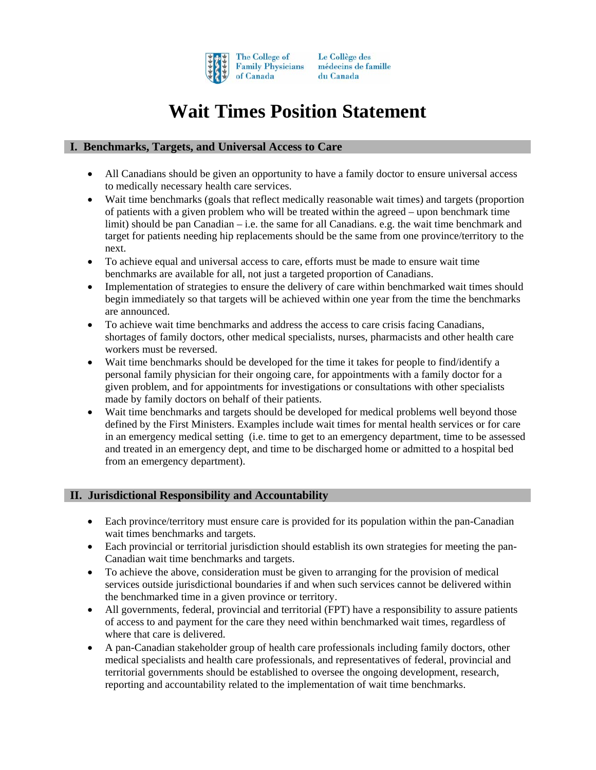The College of Family Physicians of Canada | Le Collège des médecins de famille du Canada

# Wait Times Position Statement

## I. Benchmarks, Targets, and Universal Access to Care

- All Canadians should be given an opportunity to have a family doctor to ensure universal access to medically necessary health care services.
- Wait time benchmarks (goals that reflect medically reasonable wait times) and targets (proportion of patients with a given problem who will be treated within the agreed – upon benchmark time limit) should be pan Canadian – i.e. the same for all Canadians. e.g. the wait time benchmark and target for patients needing hip replacements should be the same from one province/territory to the next.
- To achieve equal and universal access to care, efforts must be made to ensure wait time benchmarks are available for all, not just a targeted proportion of Canadians.
- Implementation of strategies to ensure the delivery of care within benchmarked wait times should begin immediately so that targets will be achieved within one year from the time the benchmarks are announced.
- To achieve wait time benchmarks and address the access to care crisis facing Canadians, shortages of family doctors, other medical specialists, nurses, pharmacists and other health care workers must be reversed.
- Wait time benchmarks should be developed for the time it takes for people to find/identify a personal family physician for their ongoing care, for appointments with a family doctor for a given problem, and for appointments for investigations or consultations with other specialists made by family doctors on behalf of their patients.
- Wait time benchmarks and targets should be developed for medical problems well beyond those defined by the First Ministers. Examples include wait times for mental health services or for care in an emergency medical setting (i.e. time to get to an emergency department, time to be assessed and treated in an emergency dept, and time to be discharged home or admitted to a hospital bed from an emergency department).

## II. Jurisdictional Responsibility and Accountability

- Each province/territory must ensure care is provided for its population within the pan-Canadian wait times benchmarks and targets.
- Each provincial or territorial jurisdiction should establish its own strategies for meeting the pan-Canadian wait time benchmarks and targets.
- To achieve the above, consideration must be given to arranging for the provision of medical services outside jurisdictional boundaries if and when such services cannot be delivered within the benchmarked time in a given province or territory.
- All governments, federal, provincial and territorial (FPT) have a responsibility to assure patients of access to and payment for the care they need within benchmarked wait times, regardless of where that care is delivered.
- A pan-Canadian stakeholder group of health care professionals including family doctors, other medical specialists and health care professionals, and representatives of federal, provincial and territorial governments should be established to oversee the ongoing development, research, reporting and accountability related to the implementation of wait time benchmarks.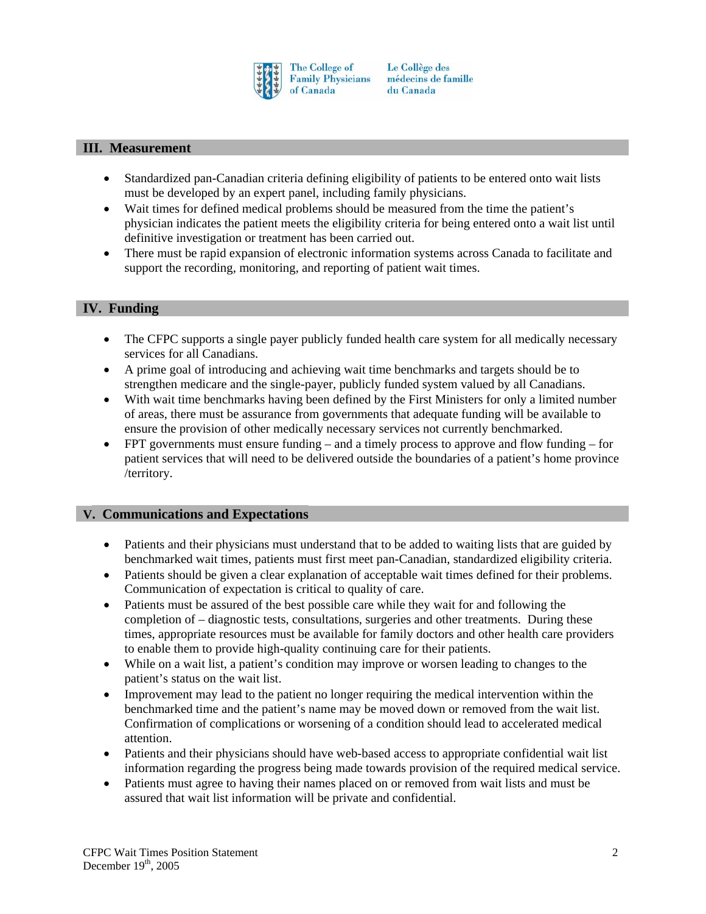## III. Measurement

- Standardized pan-Canadian criteria defining eligibility of patients to be entered onto wait lists must be developed by an expert panel, including family physicians.
- Wait times for defined medical problems should be measured from the time the patient's physician indicates the patient meets the eligibility criteria for being entered onto a wait list until definitive investigation or treatment has been carried out.
- There must be rapid expansion of electronic information systems across Canada to facilitate and support the recording, monitoring, and reporting of patient wait times.

## IV. Funding

- The CFPC supports a single payer publicly funded health care system for all medically necessary services for all Canadians.
- A prime goal of introducing and achieving wait time benchmarks and targets should be to strengthen medicare and the single-payer, publicly funded system valued by all Canadians.
- With wait time benchmarks having been defined by the First Ministers for only a limited number of areas, there must be assurance from governments that adequate funding will be available to ensure the provision of other medically necessary services not currently benchmarked.
- FPT governments must ensure funding – and a timely process to approve and flow funding – for patient services that will need to be delivered outside the boundaries of a patient's home province /territory.

## V. Communications and Expectations

- Patients and their physicians must understand that to be added to waiting lists that are guided by benchmarked wait times, patients must first meet pan-Canadian, standardized eligibility criteria.
- Patients should be given a clear explanation of acceptable wait times defined for their problems. Communication of expectation is critical to quality of care.
- Patients must be assured of the best possible care while they wait for and following the completion of – diagnostic tests, consultations, surgeries and other treatments. During these times, appropriate resources must be available for family doctors and other health care providers to enable them to provide high-quality continuing care for their patients.
- While on a wait list, a patient's condition may improve or worsen leading to changes to the patient's status on the wait list.
- Improvement may lead to the patient no longer requiring the medical intervention within the benchmarked time and the patient's name may be moved down or removed from the wait list. Confirmation of complications or worsening of a condition should lead to accelerated medical attention.
- Patients and their physicians should have web-based access to appropriate confidential wait list information regarding the progress being made towards provision of the required medical service.
- Patients must agree to having their names placed on or removed from wait lists and must be assured that wait list information will be private and confidential.